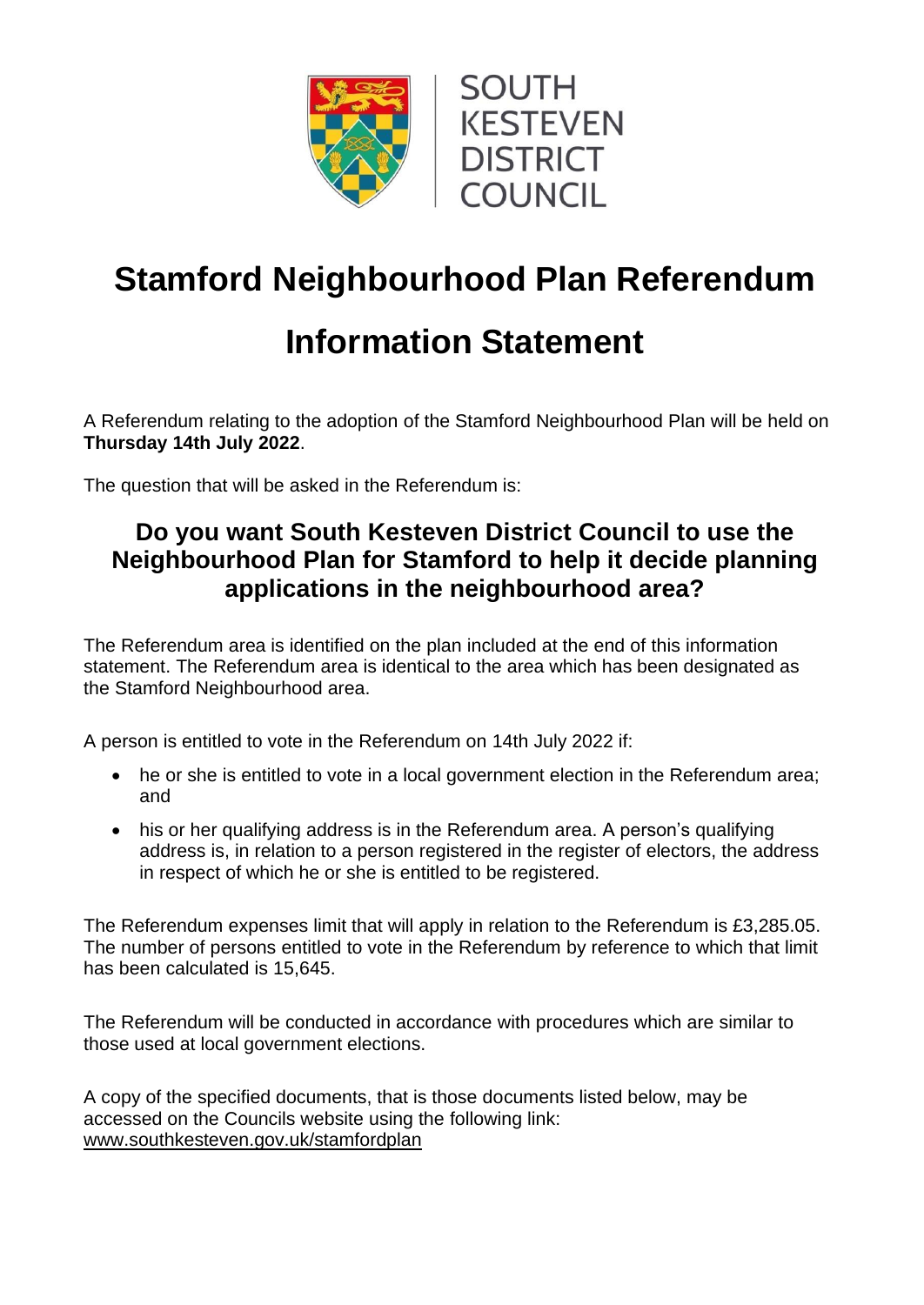SOUTH KESTEVEN DISTRICT COUNCIL

# Stamford Neighbourhood Plan Referendum

# Information Statement

A Referendum relating to the adoption of the Stamford Neighbourhood Plan will be held on **Thursday 14th July 2022**.

The question that will be asked in the Referendum is:

## Do you want South Kesteven District Council to use the Neighbourhood Plan for Stamford to help it decide planning applications in the neighbourhood area?

The Referendum area is identified on the plan included at the end of this information statement. The Referendum area is identical to the area which has been designated as the Stamford Neighbourhood area.

A person is entitled to vote in the Referendum on 14th July 2022 if:

- he or she is entitled to vote in a local government election in the Referendum area; and
- his or her qualifying address is in the Referendum area. A person's qualifying address is, in relation to a person registered in the register of electors, the address in respect of which he or she is entitled to be registered.

The Referendum expenses limit that will apply in relation to the Referendum is £3,285.05. The number of persons entitled to vote in the Referendum by reference to which that limit has been calculated is 15,645.

The Referendum will be conducted in accordance with procedures which are similar to those used at local government elections.

A copy of the specified documents, that is those documents listed below, may be accessed on the Councils website using the following link: www.southkesteven.gov.uk/stamfordplan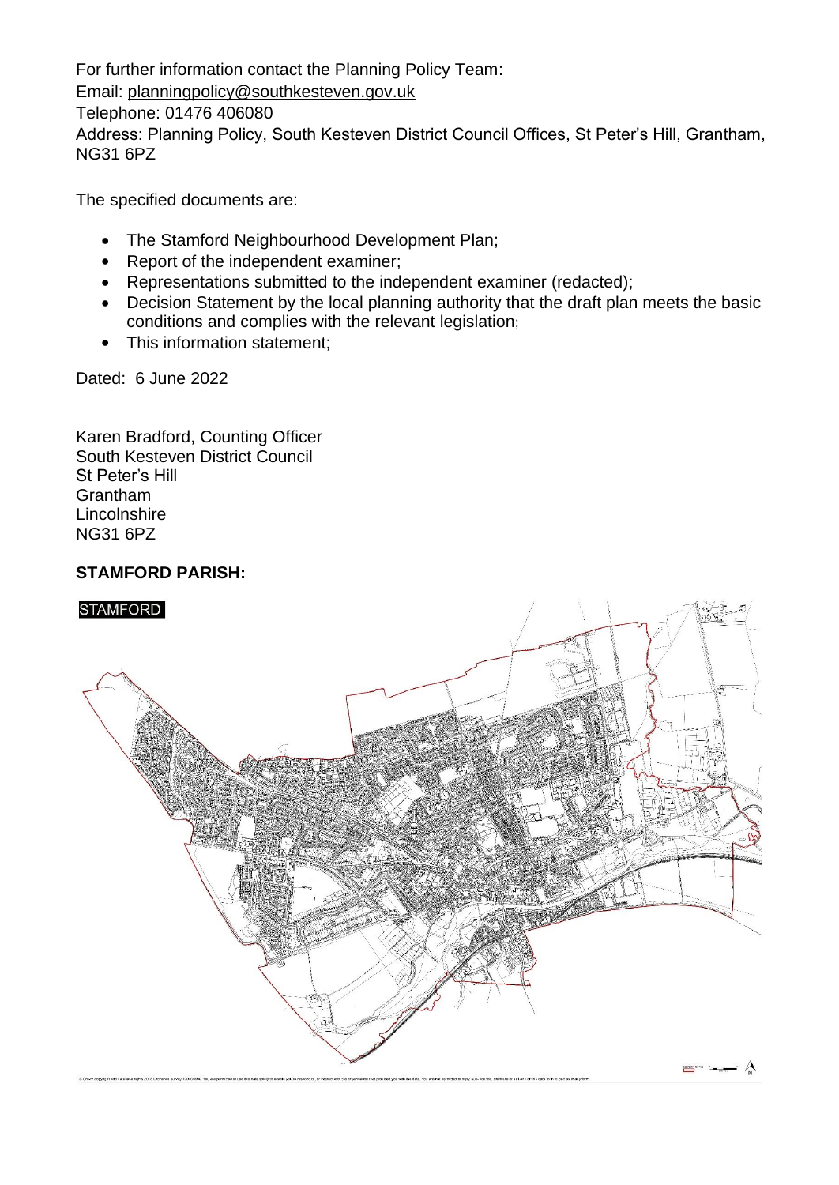For further information contact the Planning Policy Team:
Email: planningpolicy@southkesteven.gov.uk
Telephone: 01476 406080
Address: Planning Policy, South Kesteven District Council Offices, St Peter's Hill, Grantham, NG31 6PZ

The specified documents are:

- The Stamford Neighbourhood Development Plan;
- Report of the independent examiner;
- Representations submitted to the independent examiner (redacted);
- Decision Statement by the local planning authority that the draft plan meets the basic conditions and complies with the relevant legislation;
- This information statement;

Dated: 6 June 2022

Karen Bradford, Counting Officer
South Kesteven District Council
St Peter's Hill
Grantham
Lincolnshire
NG31 6PZ

**STAMFORD PARISH:**

STAMFORD